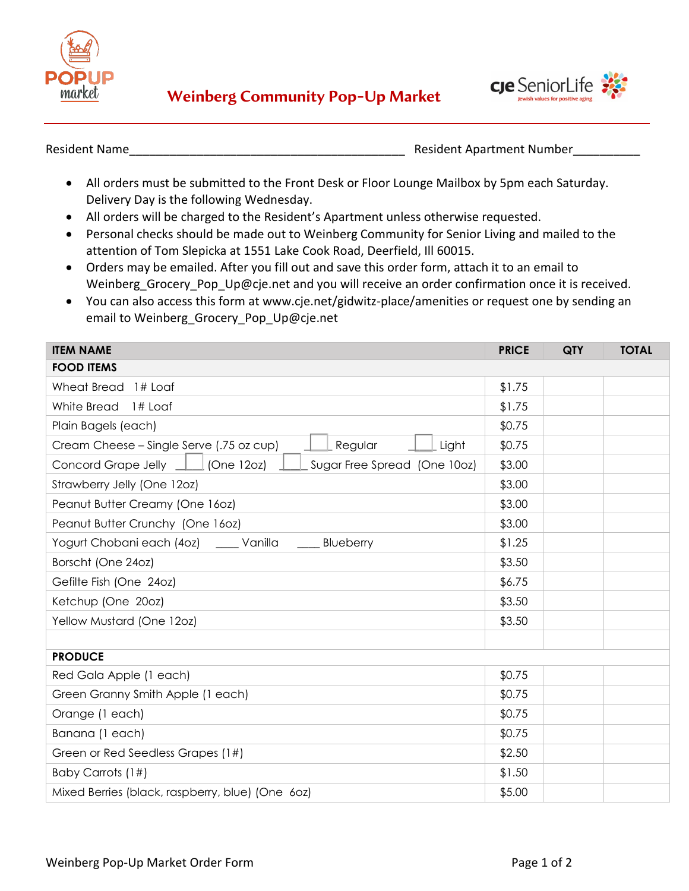# Weinberg Community Pop-Up Market

Resident Name_________________________________________ Resident Apartment Number__________

- All orders must be submitted to the Front Desk or Floor Lounge Mailbox by 5pm each Saturday. Delivery Day is the following Wednesday.
- All orders will be charged to the Resident's Apartment unless otherwise requested.
- Personal checks should be made out to Weinberg Community for Senior Living and mailed to the attention of Tom Slepicka at 1551 Lake Cook Road, Deerfield, Ill 60015.
- Orders may be emailed. After you fill out and save this order form, attach it to an email to Weinberg_Grocery_Pop_Up@cje.net and you will receive an order confirmation once it is received.
- You can also access this form at www.cje.net/gidwitz-place/amenities or request one by sending an email to Weinberg_Grocery_Pop_Up@cje.net

| ITEM NAME | PRICE | QTY | TOTAL |
|---|---|---|---|
| **FOOD ITEMS** | | | |
| Wheat Bread 1# Loaf | $1.75 | | |
| White Bread 1# Loaf | $1.75 | | |
| Plain Bagels (each) | $0.75 | | |
| Cream Cheese – Single Serve (.75 oz cup) ☐ Regular ☐ Light | $0.75 | | |
| Concord Grape Jelly ☐ (One 12oz) ☐ Sugar Free Spread (One 10oz) | $3.00 | | |
| Strawberry Jelly (One 12oz) | $3.00 | | |
| Peanut Butter Creamy (One 16oz) | $3.00 | | |
| Peanut Butter Crunchy (One 16oz) | $3.00 | | |
| Yogurt Chobani each (4oz) ____ Vanilla ____ Blueberry | $1.25 | | |
| Borscht (One 24oz) | $3.50 | | |
| Gefilte Fish (One 24oz) | $6.75 | | |
| Ketchup (One 20oz) | $3.50 | | |
| Yellow Mustard (One 12oz) | $3.50 | | |
| | | | |
| **PRODUCE** | | | |
| Red Gala Apple (1 each) | $0.75 | | |
| Green Granny Smith Apple (1 each) | $0.75 | | |
| Orange (1 each) | $0.75 | | |
| Banana (1 each) | $0.75 | | |
| Green or Red Seedless Grapes (1#) | $2.50 | | |
| Baby Carrots (1#) | $1.50 | | |
| Mixed Berries (black, raspberry, blue) (One 6oz) | $5.00 | | |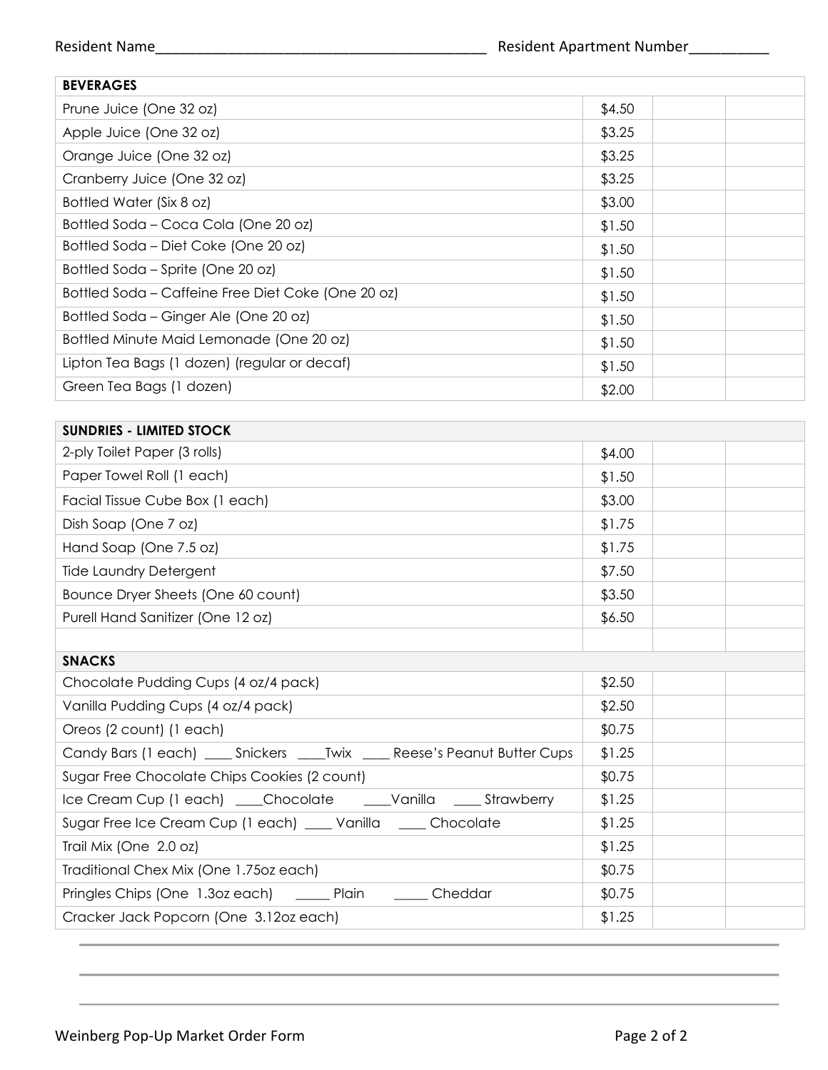Resident Name_________________________________________ Resident Apartment Number__________

| | | | |
|---|---|---|---|
| **BEVERAGES** | | | |
| Prune Juice (One 32 oz) | $4.50 | | |
| Apple Juice (One 32 oz) | $3.25 | | |
| Orange Juice (One 32 oz) | $3.25 | | |
| Cranberry Juice (One 32 oz) | $3.25 | | |
| Bottled Water (Six 8 oz) | $3.00 | | |
| Bottled Soda – Coca Cola (One 20 oz) | $1.50 | | |
| Bottled Soda – Diet Coke (One 20 oz) | $1.50 | | |
| Bottled Soda – Sprite (One 20 oz) | $1.50 | | |
| Bottled Soda – Caffeine Free Diet Coke (One 20 oz) | $1.50 | | |
| Bottled Soda – Ginger Ale (One 20 oz) | $1.50 | | |
| Bottled Minute Maid Lemonade (One 20 oz) | $1.50 | | |
| Lipton Tea Bags (1 dozen) (regular or decaf) | $1.50 | | |
| Green Tea Bags (1 dozen) | $2.00 | | |

| | | | |
|---|---|---|---|
| **SUNDRIES - LIMITED STOCK** | | | |
| 2-ply Toilet Paper (3 rolls) | $4.00 | | |
| Paper Towel Roll (1 each) | $1.50 | | |
| Facial Tissue Cube Box (1 each) | $3.00 | | |
| Dish Soap (One 7 oz) | $1.75 | | |
| Hand Soap (One 7.5 oz) | $1.75 | | |
| Tide Laundry Detergent | $7.50 | | |
| Bounce Dryer Sheets (One 60 count) | $3.50 | | |
| Purell Hand Sanitizer (One 12 oz) | $6.50 | | |
| | | | |
| **SNACKS** | | | |
| Chocolate Pudding Cups (4 oz/4 pack) | $2.50 | | |
| Vanilla Pudding Cups (4 oz/4 pack) | $2.50 | | |
| Oreos (2 count) (1 each) | $0.75 | | |
| Candy Bars (1 each) ____ Snickers ____Twix ____ Reese's Peanut Butter Cups | $1.25 | | |
| Sugar Free Chocolate Chips Cookies (2 count) | $0.75 | | |
| Ice Cream Cup (1 each) ____Chocolate ____Vanilla ____ Strawberry | $1.25 | | |
| Sugar Free Ice Cream Cup (1 each) ____ Vanilla ____ Chocolate | $1.25 | | |
| Trail Mix (One 2.0 oz) | $1.25 | | |
| Traditional Chex Mix (One 1.75oz each) | $0.75 | | |
| Pringles Chips (One 1.3oz each) _____ Plain _____ Cheddar | $0.75 | | |
| Cracker Jack Popcorn (One 3.12oz each) | $1.25 | | |

Weinberg Pop-Up Market Order Form